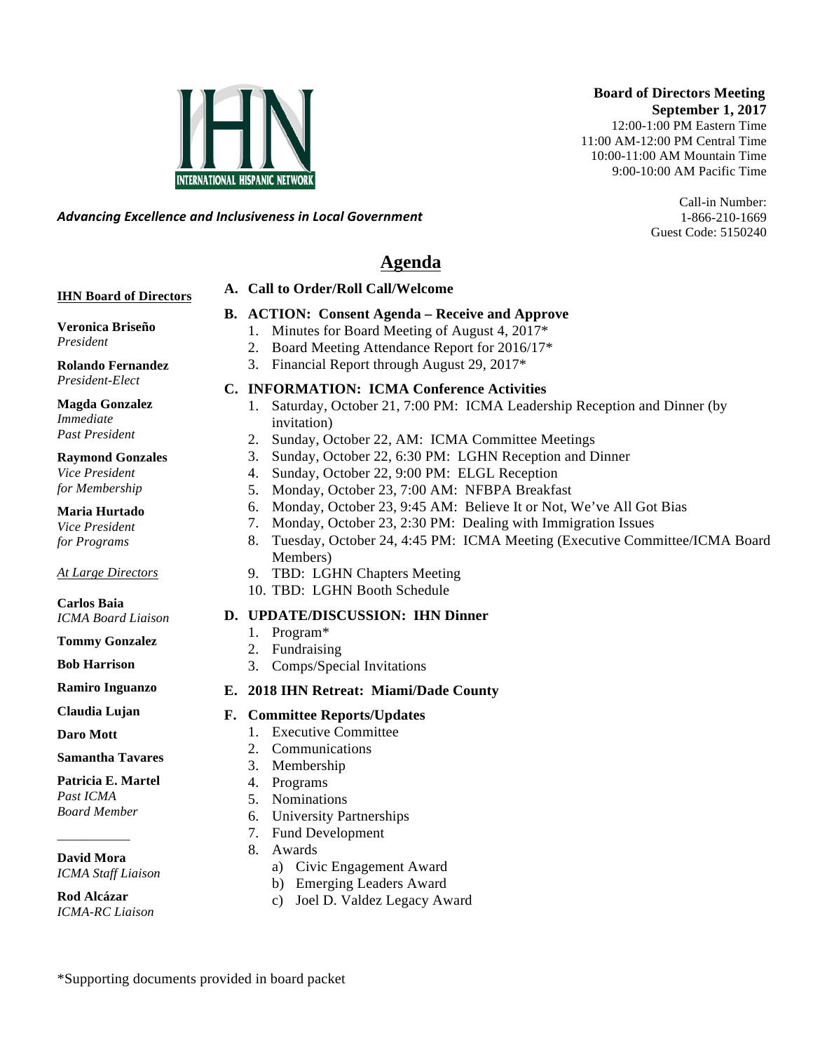INTERNATIONAL HISPANIC NETWORK

*Advancing Excellence and Inclusiveness in Local Government*

**Board of Directors Meeting**
**September 1, 2017**
12:00-1:00 PM Eastern Time
11:00 AM-12:00 PM Central Time
10:00-11:00 AM Mountain Time
9:00-10:00 AM Pacific Time

Call-in Number:
1-866-210-1669
Guest Code: 5150240

# Agenda

**IHN Board of Directors**

**Veronica Briseño**
*President*

**Rolando Fernandez**
*President-Elect*

**Magda Gonzalez**
*Immediate Past President*

**Raymond Gonzales**
*Vice President for Membership*

**Maria Hurtado**
*Vice President for Programs*

*At Large Directors*

**Carlos Baia**
*ICMA Board Liaison*

**Tommy Gonzalez**

**Bob Harrison**

**Ramiro Inguanzo**

**Claudia Lujan**

**Daro Mott**

**Samantha Tavares**

**Patricia E. Martel**
*Past ICMA Board Member*

___________

**David Mora**
*ICMA Staff Liaison*

**Rod Alcázar**
*ICMA-RC Liaison*

**A. Call to Order/Roll Call/Welcome**

**B. ACTION: Consent Agenda – Receive and Approve**
1. Minutes for Board Meeting of August 4, 2017*
2. Board Meeting Attendance Report for 2016/17*
3. Financial Report through August 29, 2017*

**C. INFORMATION: ICMA Conference Activities**
1. Saturday, October 21, 7:00 PM: ICMA Leadership Reception and Dinner (by invitation)
2. Sunday, October 22, AM: ICMA Committee Meetings
3. Sunday, October 22, 6:30 PM: LGHN Reception and Dinner
4. Sunday, October 22, 9:00 PM: ELGL Reception
5. Monday, October 23, 7:00 AM: NFBPA Breakfast
6. Monday, October 23, 9:45 AM: Believe It or Not, We've All Got Bias
7. Monday, October 23, 2:30 PM: Dealing with Immigration Issues
8. Tuesday, October 24, 4:45 PM: ICMA Meeting (Executive Committee/ICMA Board Members)
9. TBD: LGHN Chapters Meeting
10. TBD: LGHN Booth Schedule

**D. UPDATE/DISCUSSION: IHN Dinner**
1. Program*
2. Fundraising
3. Comps/Special Invitations

**E. 2018 IHN Retreat: Miami/Dade County**

**F. Committee Reports/Updates**
1. Executive Committee
2. Communications
3. Membership
4. Programs
5. Nominations
6. University Partnerships
7. Fund Development
8. Awards
   a) Civic Engagement Award
   b) Emerging Leaders Award
   c) Joel D. Valdez Legacy Award

*Supporting documents provided in board packet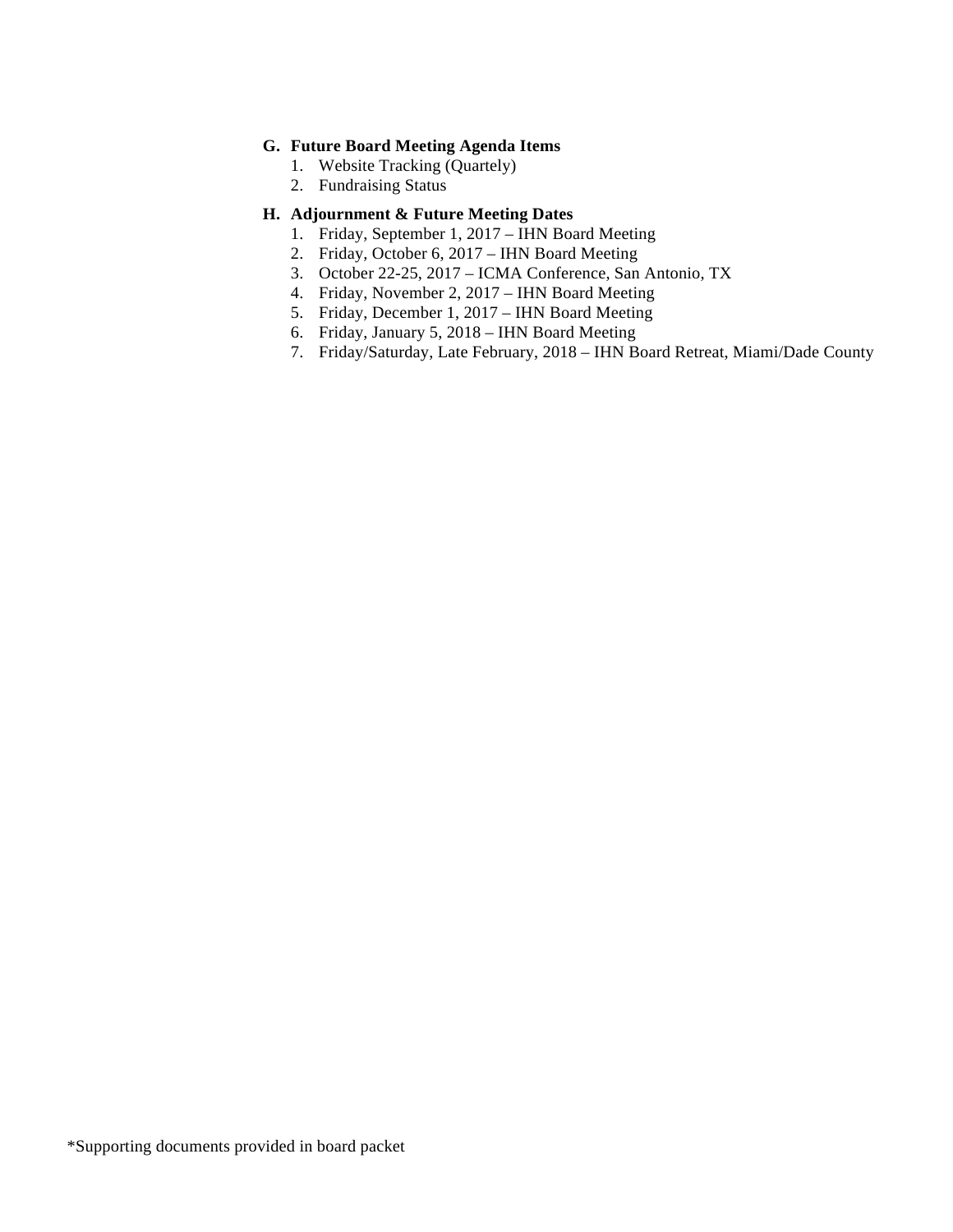**G. Future Board Meeting Agenda Items**

1. Website Tracking (Quartely)
2. Fundraising Status

**H. Adjournment & Future Meeting Dates**

1. Friday, September 1, 2017 – IHN Board Meeting
2. Friday, October 6, 2017 – IHN Board Meeting
3. October 22-25, 2017 – ICMA Conference, San Antonio, TX
4. Friday, November 2, 2017 – IHN Board Meeting
5. Friday, December 1, 2017 – IHN Board Meeting
6. Friday, January 5, 2018 – IHN Board Meeting
7. Friday/Saturday, Late February, 2018 – IHN Board Retreat, Miami/Dade County

*Supporting documents provided in board packet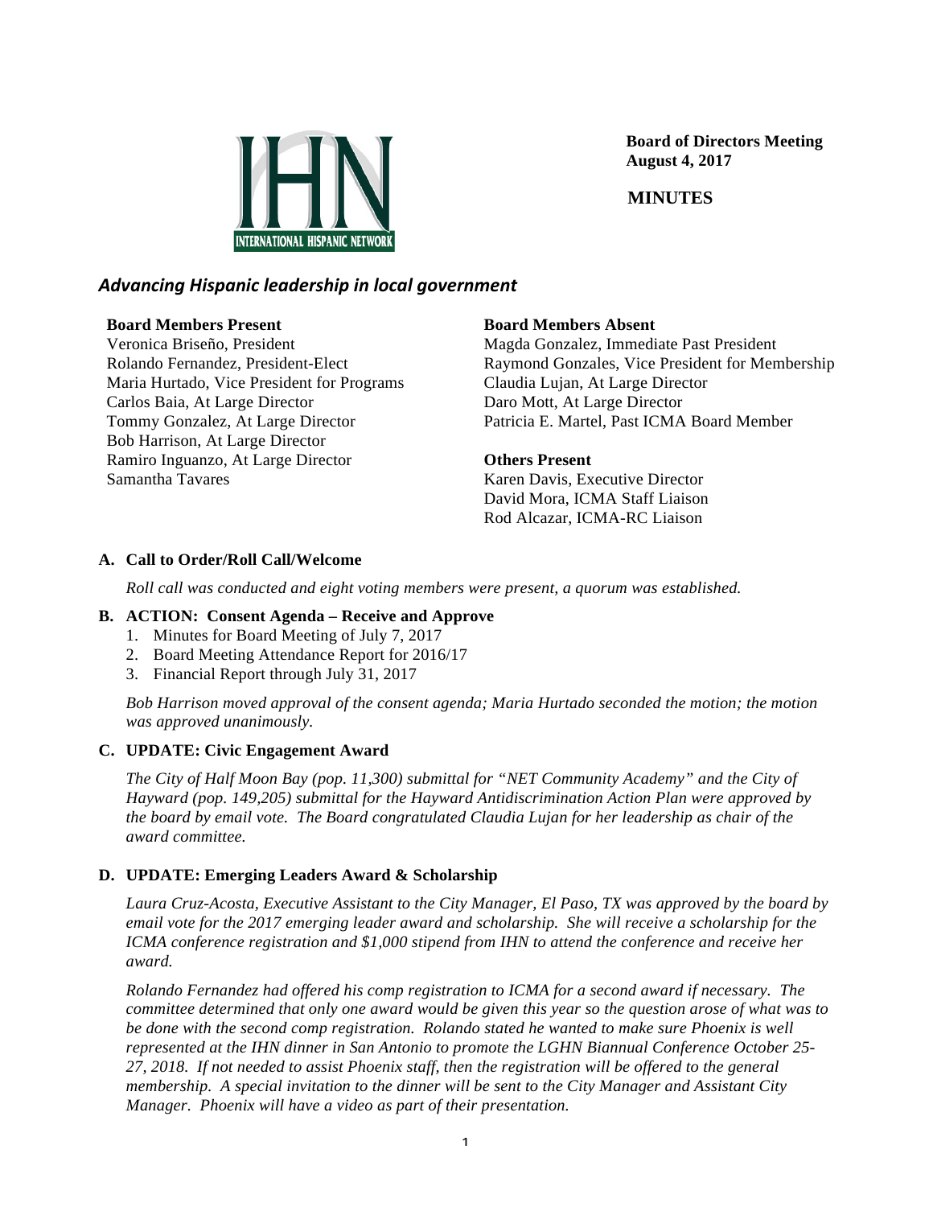**Board of Directors Meeting**
**August 4, 2017**

**MINUTES**

***Advancing Hispanic leadership in local government***

**Board Members Present**
Veronica Briseño, President
Rolando Fernandez, President-Elect
Maria Hurtado, Vice President for Programs
Carlos Baia, At Large Director
Tommy Gonzalez, At Large Director
Bob Harrison, At Large Director
Ramiro Inguanzo, At Large Director
Samantha Tavares

**Board Members Absent**
Magda Gonzalez, Immediate Past President
Raymond Gonzales, Vice President for Membership
Claudia Lujan, At Large Director
Daro Mott, At Large Director
Patricia E. Martel, Past ICMA Board Member

**Others Present**
Karen Davis, Executive Director
David Mora, ICMA Staff Liaison
Rod Alcazar, ICMA-RC Liaison

## A. Call to Order/Roll Call/Welcome

*Roll call was conducted and eight voting members were present, a quorum was established.*

## B. ACTION: Consent Agenda – Receive and Approve

1. Minutes for Board Meeting of July 7, 2017
2. Board Meeting Attendance Report for 2016/17
3. Financial Report through July 31, 2017

*Bob Harrison moved approval of the consent agenda; Maria Hurtado seconded the motion; the motion was approved unanimously.*

## C. UPDATE: Civic Engagement Award

*The City of Half Moon Bay (pop. 11,300) submittal for "NET Community Academy" and the City of Hayward (pop. 149,205) submittal for the Hayward Antidiscrimination Action Plan were approved by the board by email vote. The Board congratulated Claudia Lujan for her leadership as chair of the award committee.*

## D. UPDATE: Emerging Leaders Award & Scholarship

*Laura Cruz-Acosta, Executive Assistant to the City Manager, El Paso, TX was approved by the board by email vote for the 2017 emerging leader award and scholarship. She will receive a scholarship for the ICMA conference registration and $1,000 stipend from IHN to attend the conference and receive her award.*

*Rolando Fernandez had offered his comp registration to ICMA for a second award if necessary. The committee determined that only one award would be given this year so the question arose of what was to be done with the second comp registration. Rolando stated he wanted to make sure Phoenix is well represented at the IHN dinner in San Antonio to promote the LGHN Biannual Conference October 25-27, 2018. If not needed to assist Phoenix staff, then the registration will be offered to the general membership. A special invitation to the dinner will be sent to the City Manager and Assistant City Manager. Phoenix will have a video as part of their presentation.*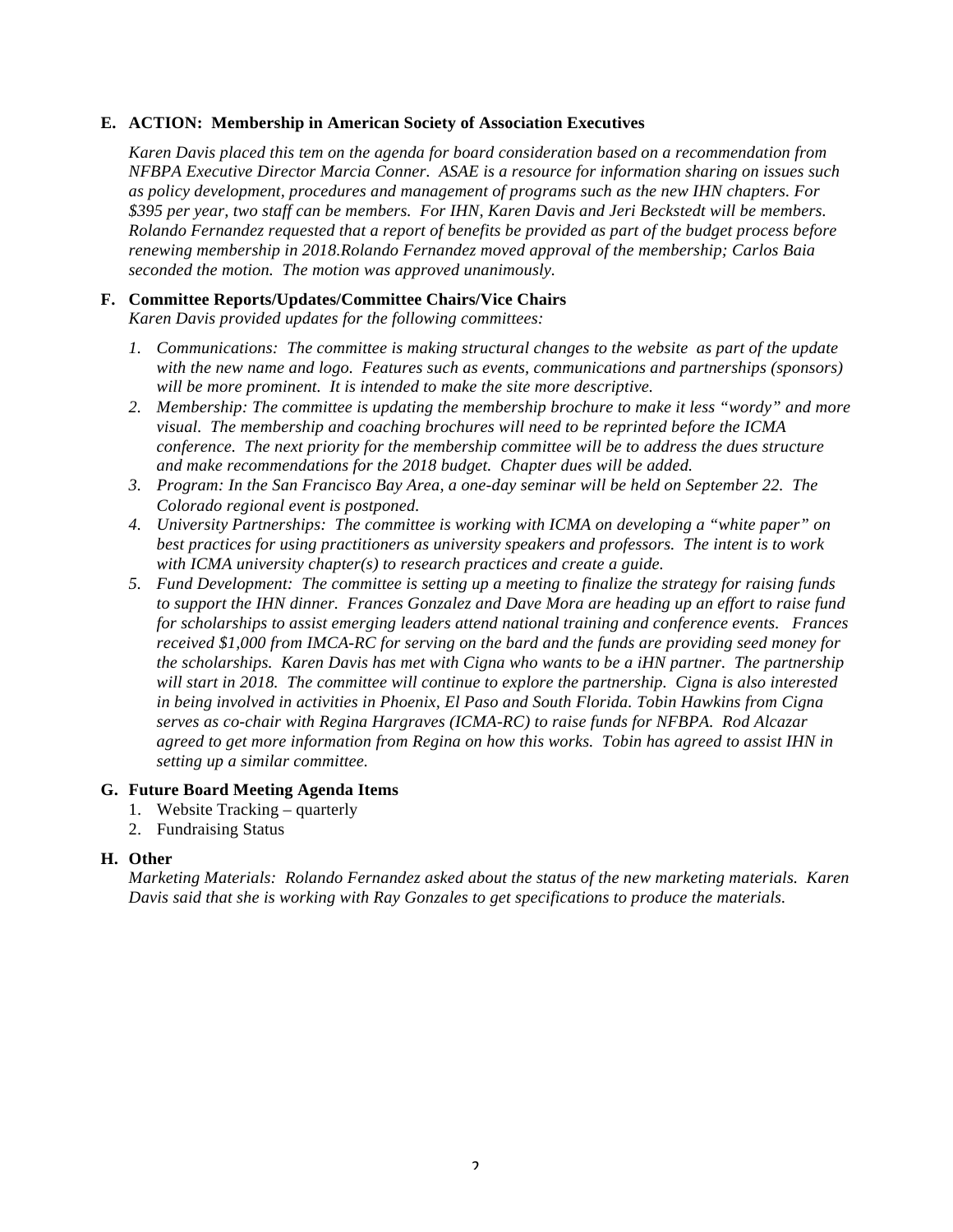**E. ACTION: Membership in American Society of Association Executives**

*Karen Davis placed this tem on the agenda for board consideration based on a recommendation from NFBPA Executive Director Marcia Conner. ASAE is a resource for information sharing on issues such as policy development, procedures and management of programs such as the new IHN chapters. For $395 per year, two staff can be members. For IHN, Karen Davis and Jeri Beckstedt will be members. Rolando Fernandez requested that a report of benefits be provided as part of the budget process before renewing membership in 2018.Rolando Fernandez moved approval of the membership; Carlos Baia seconded the motion. The motion was approved unanimously.*

**F. Committee Reports/Updates/Committee Chairs/Vice Chairs**

*Karen Davis provided updates for the following committees:*

1. *Communications: The committee is making structural changes to the website as part of the update with the new name and logo. Features such as events, communications and partnerships (sponsors) will be more prominent. It is intended to make the site more descriptive.*
2. *Membership: The committee is updating the membership brochure to make it less "wordy" and more visual. The membership and coaching brochures will need to be reprinted before the ICMA conference. The next priority for the membership committee will be to address the dues structure and make recommendations for the 2018 budget. Chapter dues will be added.*
3. *Program: In the San Francisco Bay Area, a one-day seminar will be held on September 22. The Colorado regional event is postponed.*
4. *University Partnerships: The committee is working with ICMA on developing a "white paper" on best practices for using practitioners as university speakers and professors. The intent is to work with ICMA university chapter(s) to research practices and create a guide.*
5. *Fund Development: The committee is setting up a meeting to finalize the strategy for raising funds to support the IHN dinner. Frances Gonzalez and Dave Mora are heading up an effort to raise fund for scholarships to assist emerging leaders attend national training and conference events. Frances received $1,000 from IMCA-RC for serving on the bard and the funds are providing seed money for the scholarships. Karen Davis has met with Cigna who wants to be a iHN partner. The partnership will start in 2018. The committee will continue to explore the partnership. Cigna is also interested in being involved in activities in Phoenix, El Paso and South Florida. Tobin Hawkins from Cigna serves as co-chair with Regina Hargraves (ICMA-RC) to raise funds for NFBPA. Rod Alcazar agreed to get more information from Regina on how this works. Tobin has agreed to assist IHN in setting up a similar committee.*

**G. Future Board Meeting Agenda Items**

1. Website Tracking – quarterly
2. Fundraising Status

**H. Other**

*Marketing Materials: Rolando Fernandez asked about the status of the new marketing materials. Karen Davis said that she is working with Ray Gonzales to get specifications to produce the materials.*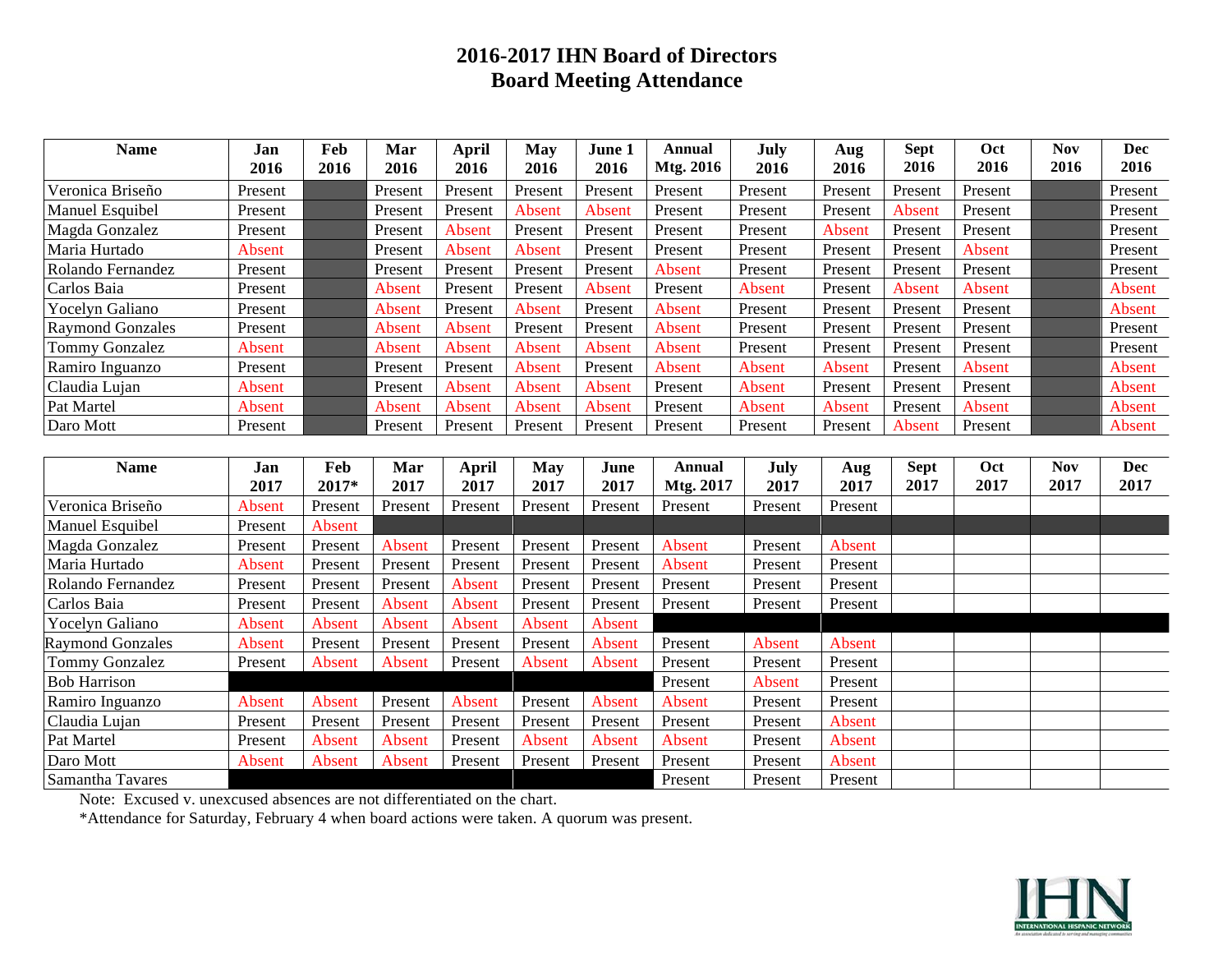# 2016-2017 IHN Board of Directors
# Board Meeting Attendance

| Name | Jan 2016 | Feb 2016 | Mar 2016 | April 2016 | May 2016 | June 1 2016 | Annual Mtg. 2016 | July 2016 | Aug 2016 | Sept 2016 | Oct 2016 | Nov 2016 | Dec 2016 |
|---|---|---|---|---|---|---|---|---|---|---|---|---|---|
| Veronica Briseño | Present | | Present | Present | Present | Present | Present | Present | Present | Present | Present | | Present |
| Manuel Esquibel | Present | | Present | Present | Absent | Absent | Present | Present | Present | Absent | Present | | Present |
| Magda Gonzalez | Present | | Present | Absent | Present | Present | Present | Present | Absent | Present | Present | | Present |
| Maria Hurtado | Absent | | Present | Absent | Absent | Present | Present | Present | Present | Present | Absent | | Present |
| Rolando Fernandez | Present | | Present | Present | Present | Present | Absent | Present | Present | Present | Present | | Present |
| Carlos Baia | Present | | Absent | Present | Present | Absent | Present | Absent | Present | Absent | Absent | | Absent |
| Yocelyn Galiano | Present | | Absent | Present | Absent | Present | Absent | Present | Present | Present | Present | | Absent |
| Raymond Gonzales | Present | | Absent | Absent | Present | Present | Absent | Present | Present | Present | Present | | Present |
| Tommy Gonzalez | Absent | | Absent | Absent | Absent | Absent | Absent | Present | Present | Present | Present | | Present |
| Ramiro Inguanzo | Present | | Present | Present | Absent | Present | Absent | Absent | Absent | Present | Absent | | Absent |
| Claudia Lujan | Absent | | Present | Absent | Absent | Absent | Present | Absent | Present | Present | Present | | Absent |
| Pat Martel | Absent | | Absent | Absent | Absent | Absent | Present | Absent | Absent | Present | Absent | | Absent |
| Daro Mott | Present | | Present | Present | Present | Present | Present | Present | Present | Absent | Present | | Absent |

| Name | Jan 2017 | Feb 2017* | Mar 2017 | April 2017 | May 2017 | June 2017 | Annual Mtg. 2017 | July 2017 | Aug 2017 | Sept 2017 | Oct 2017 | Nov 2017 | Dec 2017 |
|---|---|---|---|---|---|---|---|---|---|---|---|---|---|
| Veronica Briseño | Absent | Present | Present | Present | Present | Present | Present | Present | Present | | | | |
| Manuel Esquibel | Present | Absent | | | | | | | | | | | |
| Magda Gonzalez | Present | Present | Absent | Present | Present | Present | Absent | Present | Absent | | | | |
| Maria Hurtado | Absent | Present | Present | Present | Present | Present | Absent | Present | Present | | | | |
| Rolando Fernandez | Present | Present | Present | Absent | Present | Present | Present | Present | Present | | | | |
| Carlos Baia | Present | Present | Absent | Absent | Present | Present | Present | Present | Present | | | | |
| Yocelyn Galiano | Absent | Absent | Absent | Absent | Absent | Absent | | | | | | | |
| Raymond Gonzales | Absent | Present | Present | Present | Present | Absent | Present | Absent | Absent | | | | |
| Tommy Gonzalez | Present | Absent | Absent | Present | Absent | Absent | Present | Present | Present | | | | |
| Bob Harrison | | | | | | | Present | Absent | Present | | | | |
| Ramiro Inguanzo | Absent | Absent | Present | Absent | Present | Absent | Absent | Present | Present | | | | |
| Claudia Lujan | Present | Present | Present | Present | Present | Present | Present | Present | Absent | | | | |
| Pat Martel | Present | Absent | Absent | Present | Absent | Absent | Absent | Present | Absent | | | | |
| Daro Mott | Absent | Absent | Absent | Present | Present | Present | Present | Present | Absent | | | | |
| Samantha Tavares | | | | | | | Present | Present | Present | | | | |

Note: Excused v. unexcused absences are not differentiated on the chart.

*Attendance for Saturday, February 4 when board actions were taken. A quorum was present.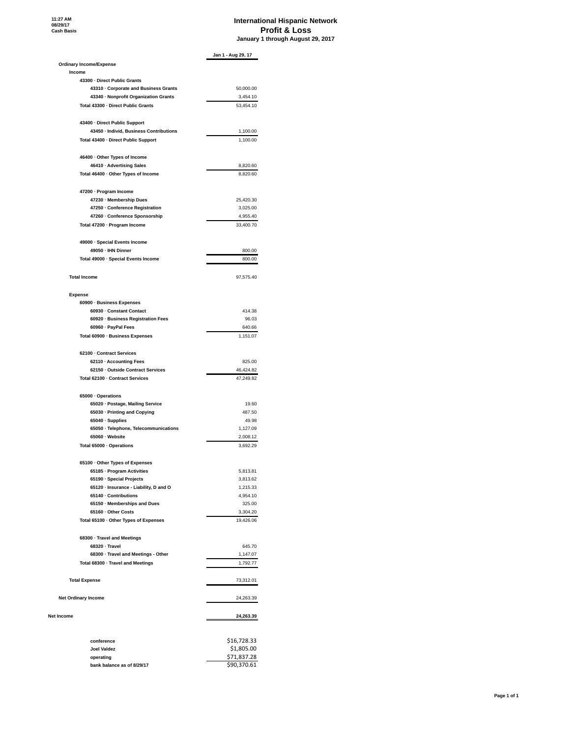11:27 AM
08/29/17
Cash Basis

# International Hispanic Network
## Profit & Loss
### January 1 through August 29, 2017

| | Jan 1 - Aug 29, 17 |
|---|---|
| **Ordinary Income/Expense** | |
| **Income** | |
| 43300 · Direct Public Grants | |
| 43310 · Corporate and Business Grants | 50,000.00 |
| 43340 · Nonprofit Organization Grants | 3,454.10 |
| Total 43300 · Direct Public Grants | 53,454.10 |
| | |
| 43400 · Direct Public Support | |
| 43450 · Individ, Business Contributions | 1,100.00 |
| Total 43400 · Direct Public Support | 1,100.00 |
| | |
| 46400 · Other Types of Income | |
| 46410 · Advertising Sales | 8,820.60 |
| Total 46400 · Other Types of Income | 8,820.60 |
| | |
| 47200 · Program Income | |
| 47230 · Membership Dues | 25,420.30 |
| 47250 · Conference Registration | 3,025.00 |
| 47260 · Conference Sponsorship | 4,955.40 |
| Total 47200 · Program Income | 33,400.70 |
| | |
| 49000 · Special Events Income | |
| 49050 · IHN Dinner | 800.00 |
| Total 49000 · Special Events Income | 800.00 |
| | |
| **Total Income** | 97,575.40 |
| | |
| **Expense** | |
| 60900 · Business Expenses | |
| 60930 · Constant Contact | 414.38 |
| 60920 · Business Registration Fees | 96.03 |
| 60960 · PayPal Fees | 640.66 |
| Total 60900 · Business Expenses | 1,151.07 |
| | |
| 62100 · Contract Services | |
| 62110 · Accounting Fees | 825.00 |
| 62150 · Outside Contract Services | 46,424.82 |
| Total 62100 · Contract Services | 47,249.82 |
| | |
| 65000 · Operations | |
| 65020 · Postage, Mailing Service | 19.60 |
| 65030 · Printing and Copying | 487.50 |
| 65040 · Supplies | 49.98 |
| 65050 · Telephone, Telecommunications | 1,127.09 |
| 65060 · Website | 2,008.12 |
| Total 65000 · Operations | 3,692.29 |
| | |
| 65100 · Other Types of Expenses | |
| 65185 · Program Activities | 5,813.81 |
| 65190 · Special Projects | 3,813.62 |
| 65120 · Insurance - Liability, D and O | 1,215.33 |
| 65140 · Contributions | 4,954.10 |
| 65150 · Memberships and Dues | 325.00 |
| 65160 · Other Costs | 3,304.20 |
| Total 65100 · Other Types of Expenses | 19,426.06 |
| | |
| 68300 · Travel and Meetings | |
| 68320 · Travel | 645.70 |
| 68300 · Travel and Meetings - Other | 1,147.07 |
| Total 68300 · Travel and Meetings | 1,792.77 |
| | |
| **Total Expense** | 73,312.01 |
| | |
| **Net Ordinary Income** | 24,263.39 |
| | |
| **Net Income** | **24,263.39** |

| | |
|---|---|
| conference | $16,728.33 |
| Joel Valdez | $1,805.00 |
| operating | $71,837.28 |
| bank balance as of 8/29/17 | $90,370.61 |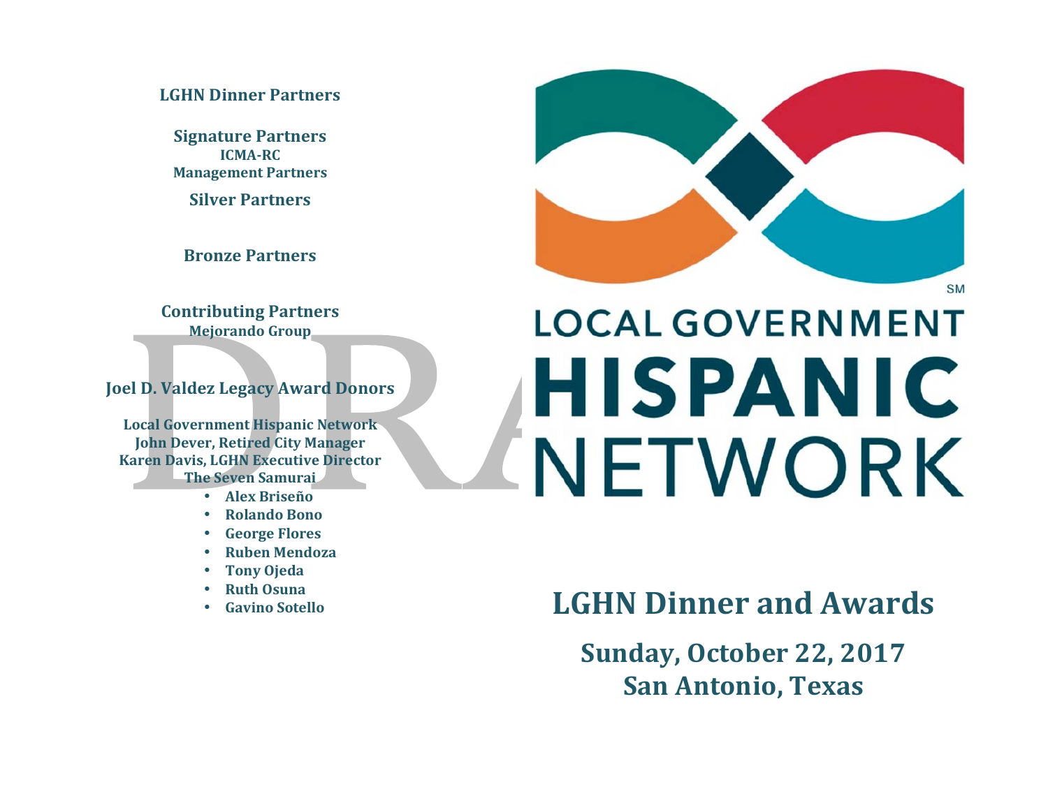**LGHN Dinner Partners**

**Signature Partners**
**ICMA-RC**
**Management Partners**

**Silver Partners**

**Bronze Partners**

**Contributing Partners**
**Mejorando Group**

**Joel D. Valdez Legacy Award Donors**

**Local Government Hispanic Network**
**John Dever, Retired City Manager**
**Karen Davis, LGHN Executive Director**
**The Seven Samurai**

- **Alex Briseño**
- **Rolando Bono**
- **George Flores**
- **Ruben Mendoza**
- **Tony Ojeda**
- **Ruth Osuna**
- **Gavino Sotello**

LOCAL GOVERNMENT
HISPANIC
NETWORK

# LGHN Dinner and Awards

## Sunday, October 22, 2017
## San Antonio, Texas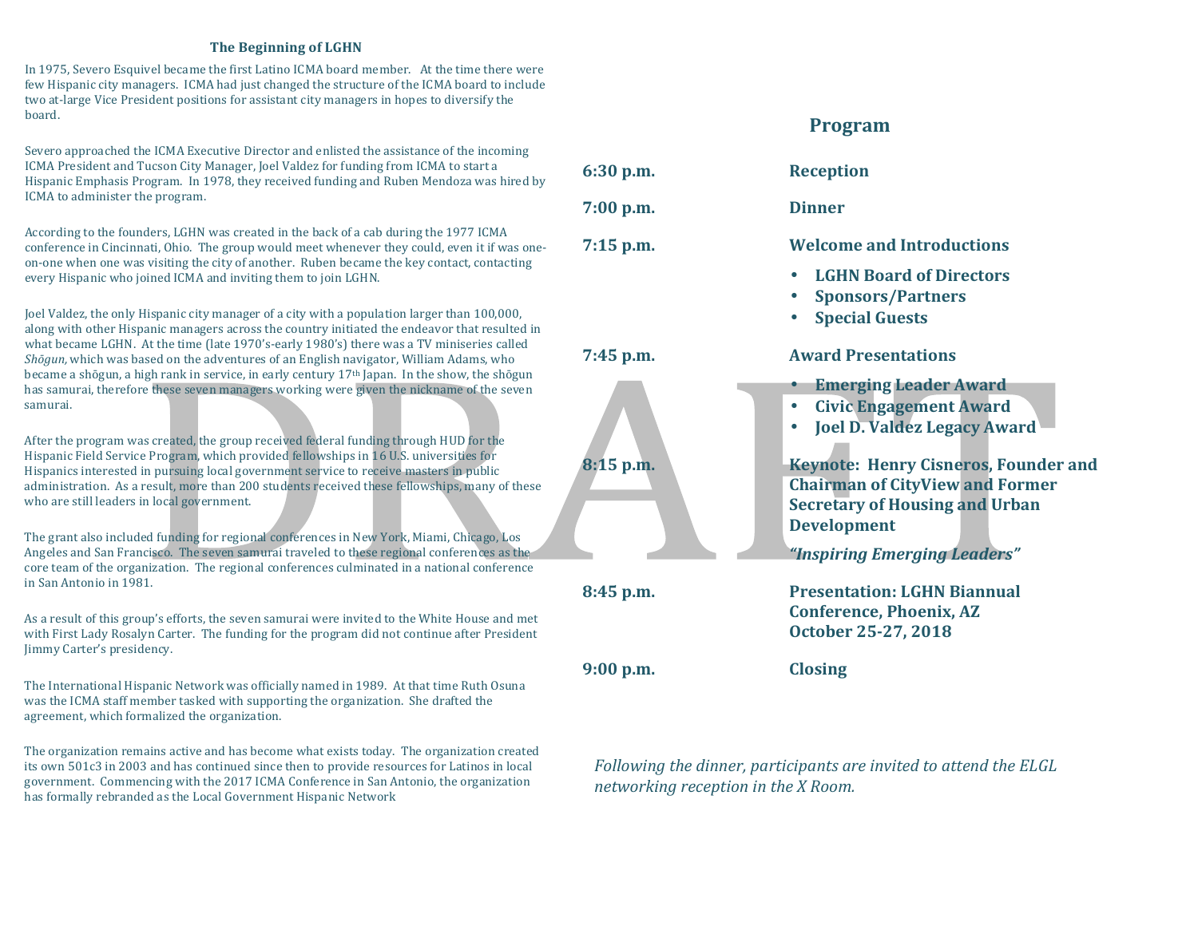## The Beginning of LGHN

In 1975, Severo Esquivel became the first Latino ICMA board member. At the time there were few Hispanic city managers. ICMA had just changed the structure of the ICMA board to include two at-large Vice President positions for assistant city managers in hopes to diversify the board.

Severo approached the ICMA Executive Director and enlisted the assistance of the incoming ICMA President and Tucson City Manager, Joel Valdez for funding from ICMA to start a Hispanic Emphasis Program. In 1978, they received funding and Ruben Mendoza was hired by ICMA to administer the program.

According to the founders, LGHN was created in the back of a cab during the 1977 ICMA conference in Cincinnati, Ohio. The group would meet whenever they could, even it if was one-on-one when one was visiting the city of another. Ruben became the key contact, contacting every Hispanic who joined ICMA and inviting them to join LGHN.

Joel Valdez, the only Hispanic city manager of a city with a population larger than 100,000, along with other Hispanic managers across the country initiated the endeavor that resulted in what became LGHN. At the time (late 1970's-early 1980's) there was a TV miniseries called *Shōgun*, which was based on the adventures of an English navigator, William Adams, who became a shōgun, a high rank in service, in early century 17th Japan. In the show, the shōgun has samurai, therefore these seven managers working were given the nickname of the seven samurai.

After the program was created, the group received federal funding through HUD for the Hispanic Field Service Program, which provided fellowships in 16 U.S. universities for Hispanics interested in pursuing local government service to receive masters in public administration. As a result, more than 200 students received these fellowships, many of these who are still leaders in local government.

The grant also included funding for regional conferences in New York, Miami, Chicago, Los Angeles and San Francisco. The seven samurai traveled to these regional conferences as the core team of the organization. The regional conferences culminated in a national conference in San Antonio in 1981.

As a result of this group's efforts, the seven samurai were invited to the White House and met with First Lady Rosalyn Carter. The funding for the program did not continue after President Jimmy Carter's presidency.

The International Hispanic Network was officially named in 1989. At that time Ruth Osuna was the ICMA staff member tasked with supporting the organization. She drafted the agreement, which formalized the organization.

The organization remains active and has become what exists today. The organization created its own 501c3 in 2003 and has continued since then to provide resources for Latinos in local government. Commencing with the 2017 ICMA Conference in San Antonio, the organization has formally rebranded as the Local Government Hispanic Network

## Program

**6:30 p.m.** **Reception**

**7:00 p.m.** **Dinner**

**7:15 p.m.** **Welcome and Introductions**

- **LGHN Board of Directors**
- **Sponsors/Partners**
- **Special Guests**

**7:45 p.m.** **Award Presentations**

- **Emerging Leader Award**
- **Civic Engagement Award**
- **Joel D. Valdez Legacy Award**

**8:15 p.m.** **Keynote: Henry Cisneros, Founder and Chairman of CityView and Former Secretary of Housing and Urban Development**

***"Inspiring Emerging Leaders"***

**8:45 p.m.** **Presentation: LGHN Biannual Conference, Phoenix, AZ October 25-27, 2018**

**9:00 p.m.** **Closing**

*Following the dinner, participants are invited to attend the ELGL networking reception in the X Room.*

DRAFT